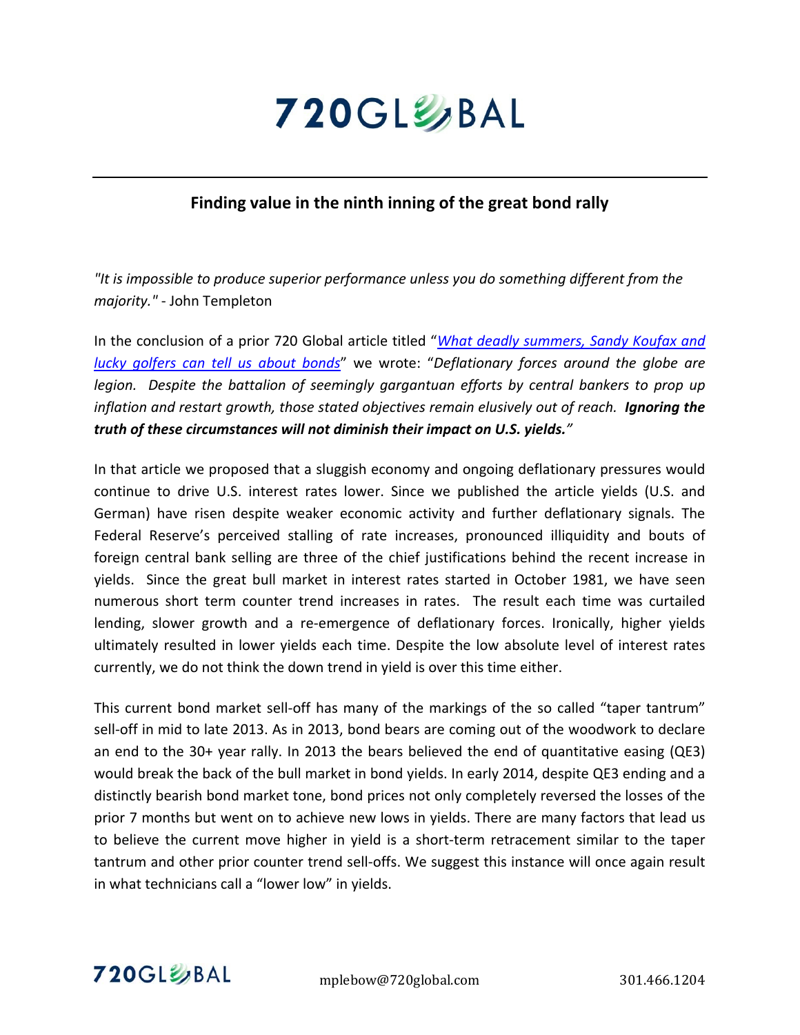# 720GLOBAL

## Finding value in the ninth inning of the great bond rally

*"It is impossible to produce superior performance unless you do something different from the majority."* - John Templeton

In the conclusion of a prior 720 Global article titled "*What deadly summers, Sandy Koufax and lucky golfers can tell us about bonds*" we wrote: "*Deflationary forces around the globe are legion. Despite the battalion of seemingly gargantuan efforts by central bankers to prop up inflation and restart growth, those stated objectives remain elusively out of reach.* ***Ignoring the truth of these circumstances will not diminish their impact on U.S. yields.***"

In that article we proposed that a sluggish economy and ongoing deflationary pressures would continue to drive U.S. interest rates lower. Since we published the article yields (U.S. and German) have risen despite weaker economic activity and further deflationary signals. The Federal Reserve's perceived stalling of rate increases, pronounced illiquidity and bouts of foreign central bank selling are three of the chief justifications behind the recent increase in yields. Since the great bull market in interest rates started in October 1981, we have seen numerous short term counter trend increases in rates. The result each time was curtailed lending, slower growth and a re-emergence of deflationary forces. Ironically, higher yields ultimately resulted in lower yields each time. Despite the low absolute level of interest rates currently, we do not think the down trend in yield is over this time either.

This current bond market sell-off has many of the markings of the so called "taper tantrum" sell-off in mid to late 2013. As in 2013, bond bears are coming out of the woodwork to declare an end to the 30+ year rally. In 2013 the bears believed the end of quantitative easing (QE3) would break the back of the bull market in bond yields. In early 2014, despite QE3 ending and a distinctly bearish bond market tone, bond prices not only completely reversed the losses of the prior 7 months but went on to achieve new lows in yields. There are many factors that lead us to believe the current move higher in yield is a short-term retracement similar to the taper tantrum and other prior counter trend sell-offs. We suggest this instance will once again result in what technicians call a "lower low" in yields.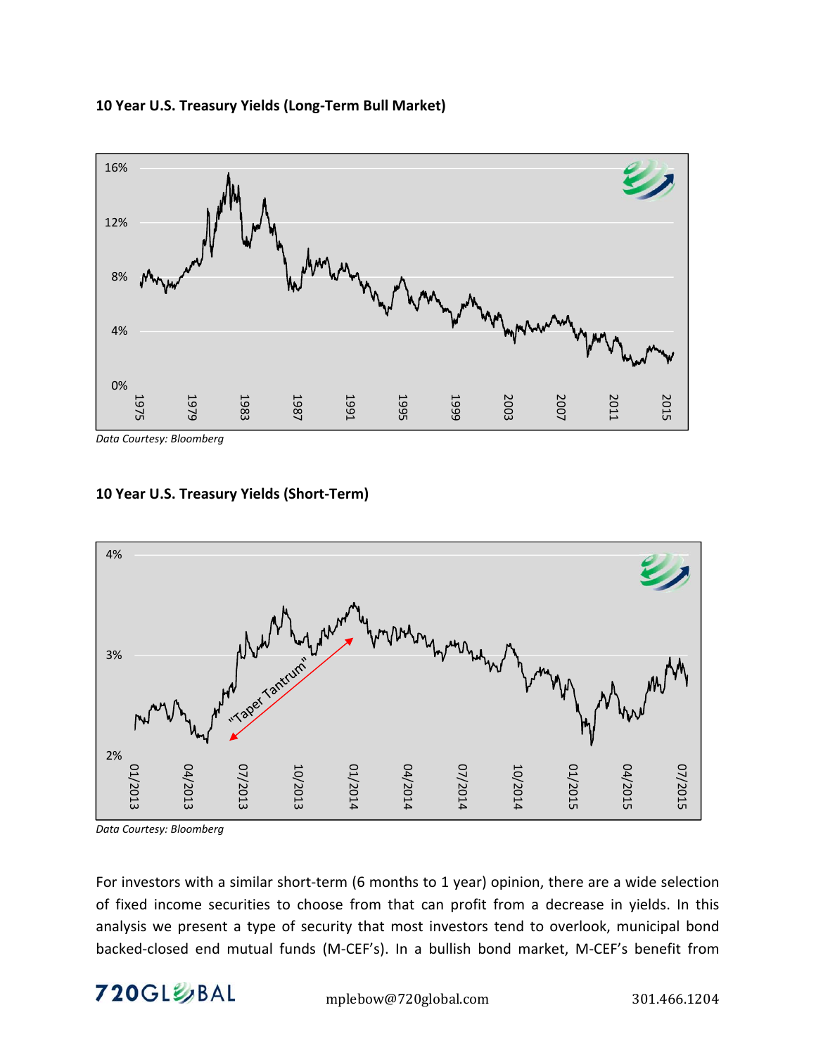**10 Year U.S. Treasury Yields (Long-Term Bull Market)**

*Data Courtesy: Bloomberg*

**10 Year U.S. Treasury Yields (Short-Term)**

*Data Courtesy: Bloomberg*

For investors with a similar short-term (6 months to 1 year) opinion, there are a wide selection of fixed income securities to choose from that can profit from a decrease in yields. In this analysis we present a type of security that most investors tend to overlook, municipal bond backed-closed end mutual funds (M-CEF's). In a bullish bond market, M-CEF's benefit from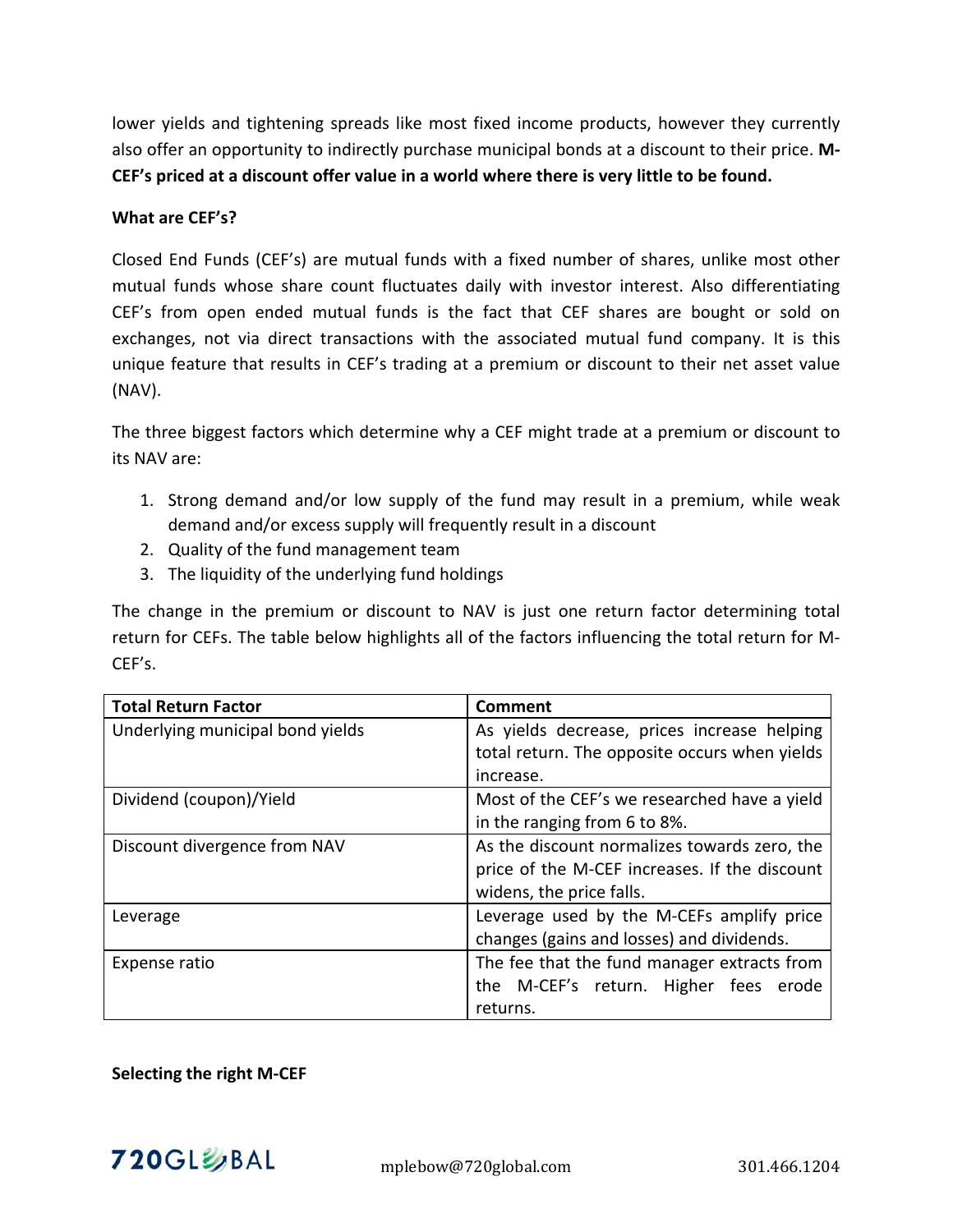lower yields and tightening spreads like most fixed income products, however they currently also offer an opportunity to indirectly purchase municipal bonds at a discount to their price. **M-CEF's priced at a discount offer value in a world where there is very little to be found.**

**What are CEF's?**

Closed End Funds (CEF's) are mutual funds with a fixed number of shares, unlike most other mutual funds whose share count fluctuates daily with investor interest. Also differentiating CEF's from open ended mutual funds is the fact that CEF shares are bought or sold on exchanges, not via direct transactions with the associated mutual fund company. It is this unique feature that results in CEF's trading at a premium or discount to their net asset value (NAV).

The three biggest factors which determine why a CEF might trade at a premium or discount to its NAV are:

1. Strong demand and/or low supply of the fund may result in a premium, while weak demand and/or excess supply will frequently result in a discount
2. Quality of the fund management team
3. The liquidity of the underlying fund holdings

The change in the premium or discount to NAV is just one return factor determining total return for CEFs. The table below highlights all of the factors influencing the total return for M-CEF's.

| Total Return Factor | Comment |
|---|---|
| Underlying municipal bond yields | As yields decrease, prices increase helping total return. The opposite occurs when yields increase. |
| Dividend (coupon)/Yield | Most of the CEF's we researched have a yield in the ranging from 6 to 8%. |
| Discount divergence from NAV | As the discount normalizes towards zero, the price of the M-CEF increases. If the discount widens, the price falls. |
| Leverage | Leverage used by the M-CEFs amplify price changes (gains and losses) and dividends. |
| Expense ratio | The fee that the fund manager extracts from the M-CEF's return. Higher fees erode returns. |

**Selecting the right M-CEF**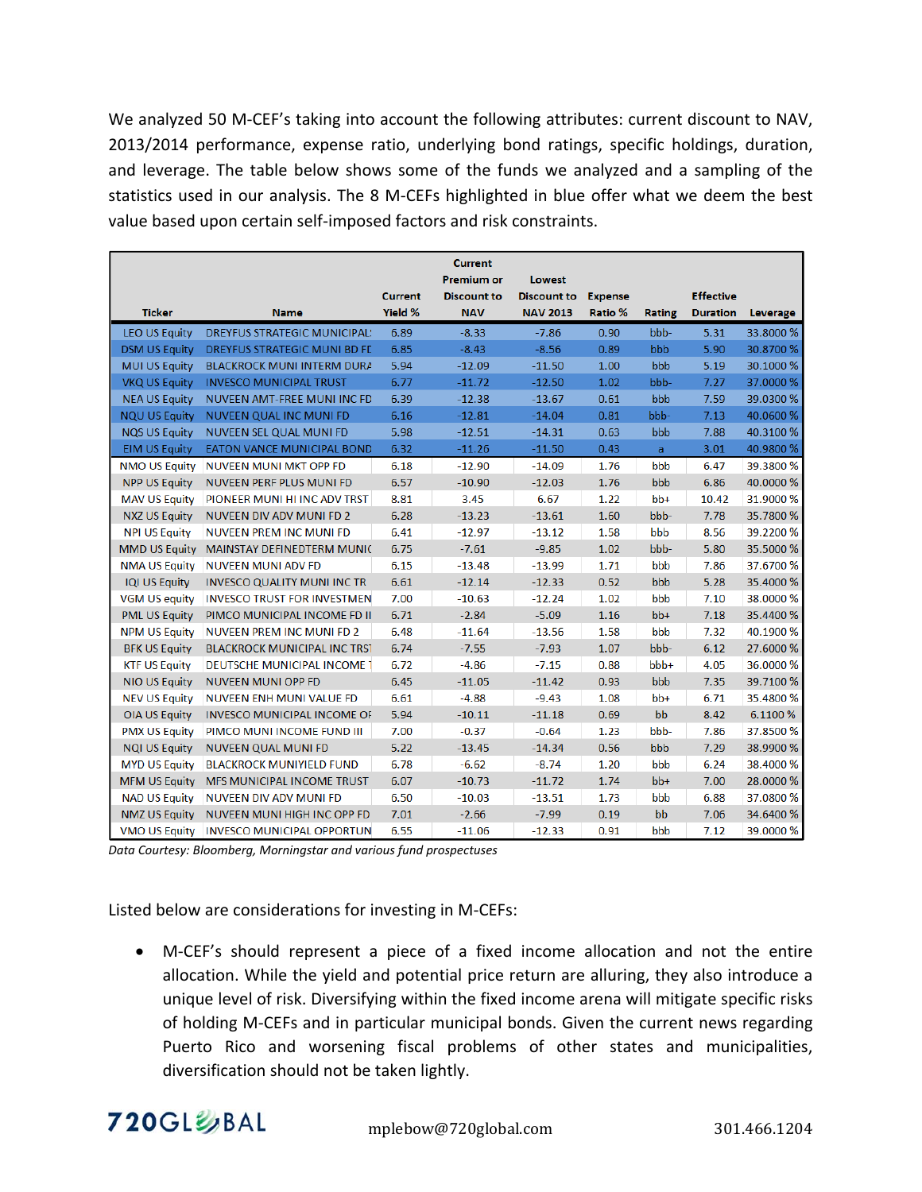We analyzed 50 M-CEF's taking into account the following attributes: current discount to NAV, 2013/2014 performance, expense ratio, underlying bond ratings, specific holdings, duration, and leverage. The table below shows some of the funds we analyzed and a sampling of the statistics used in our analysis. The 8 M-CEFs highlighted in blue offer what we deem the best value based upon certain self-imposed factors and risk constraints.

| Ticker | Name | Current Yield % | Current Premium or Discount to NAV | Lowest Discount to NAV 2013 | Expense Ratio % | Rating | Effective Duration | Leverage |
|---|---|---|---|---|---|---|---|---|
| LEO US Equity | DREYFUS STRATEGIC MUNICIPAL | 6.89 | -8.33 | -7.86 | 0.90 | bbb- | 5.31 | 33.8000 % |
| DSM US Equity | DREYFUS STRATEGIC MUNI BD FD | 6.85 | -8.43 | -8.56 | 0.89 | bbb | 5.90 | 30.8700 % |
| MUI US Equity | BLACKROCK MUNI INTERM DURA | 5.94 | -12.09 | -11.50 | 1.00 | bbb | 5.19 | 30.1000 % |
| VKQ US Equity | INVESCO MUNICIPAL TRUST | 6.77 | -11.72 | -12.50 | 1.02 | bbb- | 7.27 | 37.0000 % |
| NEA US Equity | NUVEEN AMT-FREE MUNI INC FD | 6.39 | -12.38 | -13.67 | 0.61 | bbb | 7.59 | 39.0300 % |
| NQU US Equity | NUVEEN QUAL INC MUNI FD | 6.16 | -12.81 | -14.04 | 0.81 | bbb- | 7.13 | 40.0600 % |
| NQS US Equity | NUVEEN SEL QUAL MUNI FD | 5.98 | -12.51 | -14.31 | 0.63 | bbb | 7.88 | 40.3100 % |
| EIM US Equity | EATON VANCE MUNICIPAL BOND | 6.32 | -11.26 | -11.50 | 0.43 | a | 3.01 | 40.9800 % |
| NMO US Equity | NUVEEN MUNI MKT OPP FD | 6.18 | -12.90 | -14.09 | 1.76 | bbb | 6.47 | 39.3800 % |
| NPP US Equity | NUVEEN PERF PLUS MUNI FD | 6.57 | -10.90 | -12.03 | 1.76 | bbb | 6.86 | 40.0000 % |
| MAV US Equity | PIONEER MUNI HI INC ADV TRST | 8.81 | 3.45 | 6.67 | 1.22 | bb+ | 10.42 | 31.9000 % |
| NXZ US Equity | NUVEEN DIV ADV MUNI FD 2 | 6.28 | -13.23 | -13.61 | 1.60 | bbb- | 7.78 | 35.7800 % |
| NPI US Equity | NUVEEN PREM INC MUNI FD | 6.41 | -12.97 | -13.12 | 1.58 | bbb | 8.56 | 39.2200 % |
| MMD US Equity | MAINSTAY DEFINEDTERM MUNIC | 6.75 | -7.61 | -9.85 | 1.02 | bbb- | 5.80 | 35.5000 % |
| NMA US Equity | NUVEEN MUNI ADV FD | 6.15 | -13.48 | -13.99 | 1.71 | bbb | 7.86 | 37.6700 % |
| IQI US Equity | INVESCO QUALITY MUNI INC TR | 6.61 | -12.14 | -12.33 | 0.52 | bbb | 5.28 | 35.4000 % |
| VGM US equity | INVESCO TRUST FOR INVESTMEN | 7.00 | -10.63 | -12.24 | 1.02 | bbb | 7.10 | 38.0000 % |
| PML US Equity | PIMCO MUNICIPAL INCOME FD II | 6.71 | -2.84 | -5.09 | 1.16 | bb+ | 7.18 | 35.4400 % |
| NPM US Equity | NUVEEN PREM INC MUNI FD 2 | 6.48 | -11.64 | -13.56 | 1.58 | bbb | 7.32 | 40.1900 % |
| BFK US Equity | BLACKROCK MUNICIPAL INC TRST | 6.74 | -7.55 | -7.93 | 1.07 | bbb- | 6.12 | 27.6000 % |
| KTF US Equity | DEUTSCHE MUNICIPAL INCOME T | 6.72 | -4.86 | -7.15 | 0.88 | bbb+ | 4.05 | 36.0000 % |
| NIO US Equity | NUVEEN MUNI OPP FD | 6.45 | -11.05 | -11.42 | 0.93 | bbb | 7.35 | 39.7100 % |
| NEV US Equity | NUVEEN ENH MUNI VALUE FD | 6.61 | -4.88 | -9.43 | 1.08 | bb+ | 6.71 | 35.4800 % |
| OIA US Equity | INVESCO MUNICIPAL INCOME OF | 5.94 | -10.11 | -11.18 | 0.69 | bb | 8.42 | 6.1100 % |
| PMX US Equity | PIMCO MUNI INCOME FUND III | 7.00 | -0.37 | -0.64 | 1.23 | bbb- | 7.86 | 37.8500 % |
| NQI US Equity | NUVEEN QUAL MUNI FD | 5.22 | -13.45 | -14.34 | 0.56 | bbb | 7.29 | 38.9900 % |
| MYD US Equity | BLACKROCK MUNIYIELD FUND | 6.78 | -6.62 | -8.74 | 1.20 | bbb | 6.24 | 38.4000 % |
| MFM US Equity | MFS MUNICIPAL INCOME TRUST | 6.07 | -10.73 | -11.72 | 1.74 | bb+ | 7.00 | 28.0000 % |
| NAD US Equity | NUVEEN DIV ADV MUNI FD | 6.50 | -10.03 | -13.51 | 1.73 | bbb | 6.88 | 37.0800 % |
| NMZ US Equity | NUVEEN MUNI HIGH INC OPP FD | 7.01 | -2.66 | -7.99 | 0.19 | bb | 7.06 | 34.6400 % |
| VMO US Equity | INVESCO MUNICIPAL OPPORTUN | 6.55 | -11.06 | -12.33 | 0.91 | bbb | 7.12 | 39.0000 % |

*Data Courtesy: Bloomberg, Morningstar and various fund prospectuses*

Listed below are considerations for investing in M-CEFs:

- M-CEF's should represent a piece of a fixed income allocation and not the entire allocation. While the yield and potential price return are alluring, they also introduce a unique level of risk. Diversifying within the fixed income arena will mitigate specific risks of holding M-CEFs and in particular municipal bonds. Given the current news regarding Puerto Rico and worsening fiscal problems of other states and municipalities, diversification should not be taken lightly.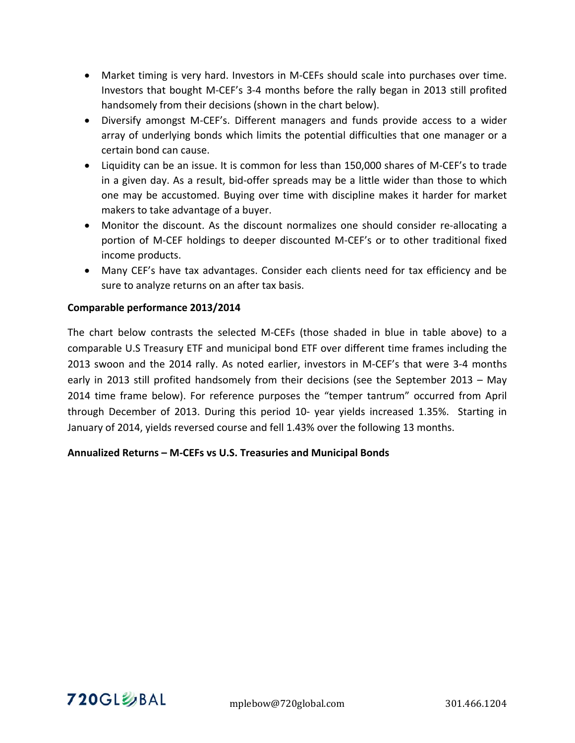- Market timing is very hard. Investors in M-CEFs should scale into purchases over time. Investors that bought M-CEF's 3-4 months before the rally began in 2013 still profited handsomely from their decisions (shown in the chart below).
- Diversify amongst M-CEF's. Different managers and funds provide access to a wider array of underlying bonds which limits the potential difficulties that one manager or a certain bond can cause.
- Liquidity can be an issue. It is common for less than 150,000 shares of M-CEF's to trade in a given day. As a result, bid-offer spreads may be a little wider than those to which one may be accustomed. Buying over time with discipline makes it harder for market makers to take advantage of a buyer.
- Monitor the discount. As the discount normalizes one should consider re-allocating a portion of M-CEF holdings to deeper discounted M-CEF's or to other traditional fixed income products.
- Many CEF's have tax advantages. Consider each clients need for tax efficiency and be sure to analyze returns on an after tax basis.

**Comparable performance 2013/2014**

The chart below contrasts the selected M-CEFs (those shaded in blue in table above) to a comparable U.S Treasury ETF and municipal bond ETF over different time frames including the 2013 swoon and the 2014 rally. As noted earlier, investors in M-CEF's that were 3-4 months early in 2013 still profited handsomely from their decisions (see the September 2013 – May 2014 time frame below). For reference purposes the "temper tantrum" occurred from April through December of 2013. During this period 10- year yields increased 1.35%. Starting in January of 2014, yields reversed course and fell 1.43% over the following 13 months.

**Annualized Returns – M-CEFs vs U.S. Treasuries and Municipal Bonds**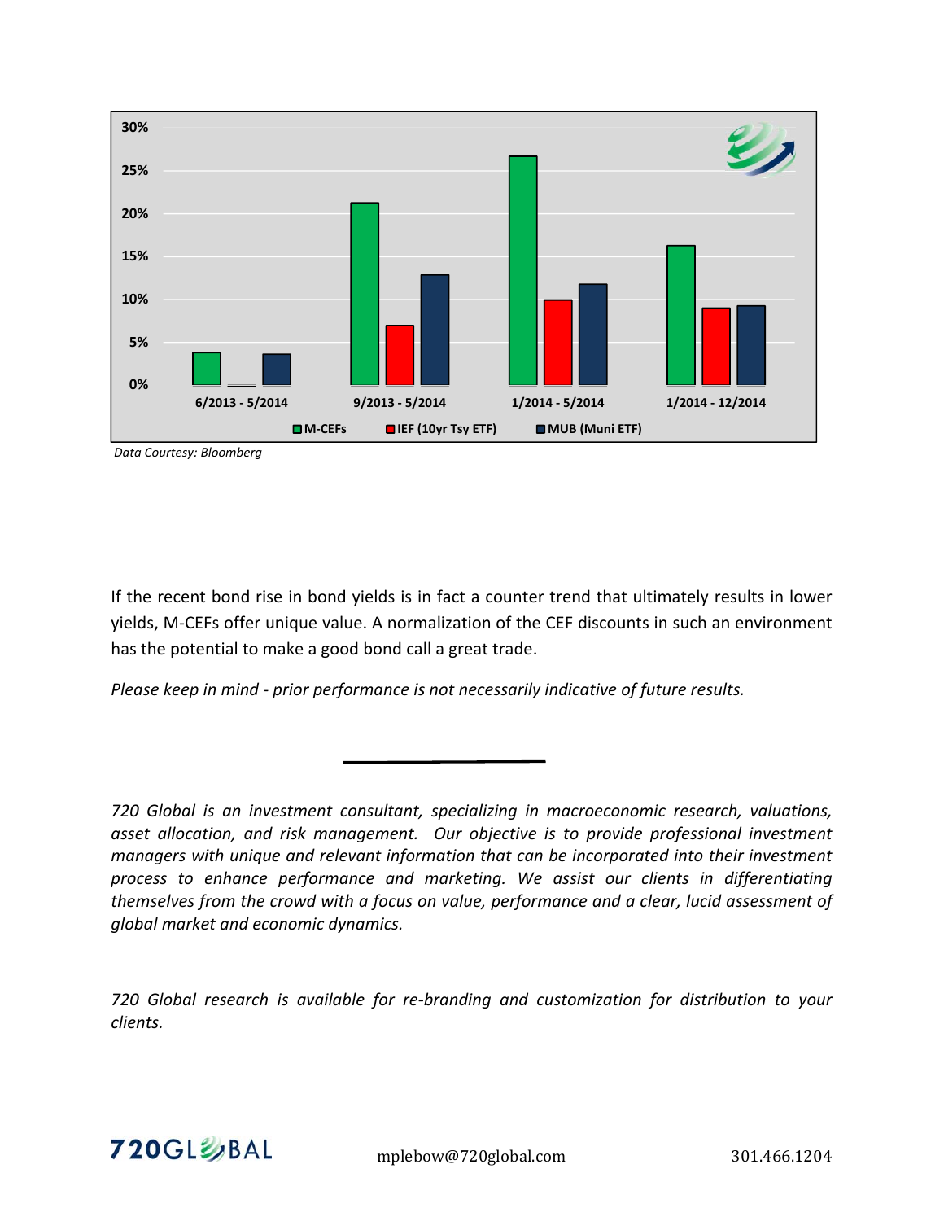Data Courtesy: Bloomberg

If the recent bond rise in bond yields is in fact a counter trend that ultimately results in lower yields, M-CEFs offer unique value. A normalization of the CEF discounts in such an environment has the potential to make a good bond call a great trade.

*Please keep in mind - prior performance is not necessarily indicative of future results.*

---

*720 Global is an investment consultant, specializing in macroeconomic research, valuations, asset allocation, and risk management. Our objective is to provide professional investment managers with unique and relevant information that can be incorporated into their investment process to enhance performance and marketing. We assist our clients in differentiating themselves from the crowd with a focus on value, performance and a clear, lucid assessment of global market and economic dynamics.*

*720 Global research is available for re-branding and customization for distribution to your clients.*

720GLOBAL mplebow@720global.com 301.466.1204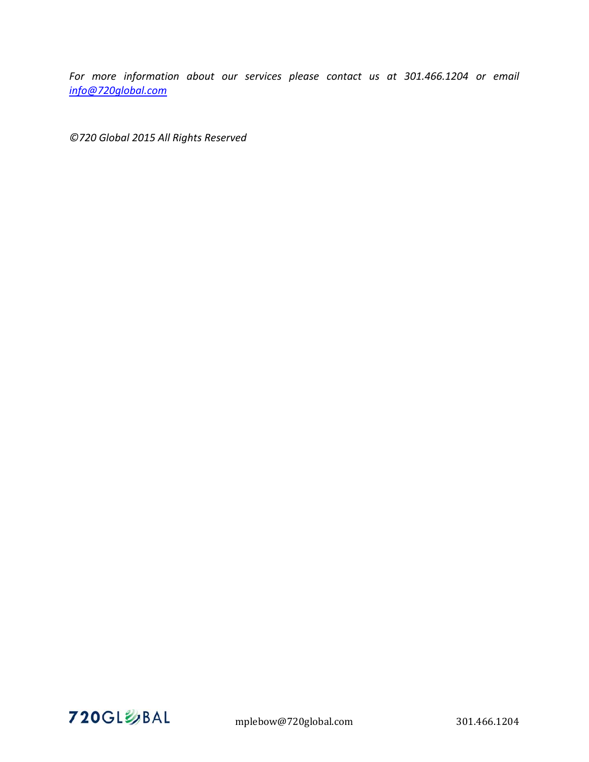*For more information about our services please contact us at 301.466.1204 or email [info@720global.com](mailto:info@720global.com)*

*©720 Global 2015 All Rights Reserved*